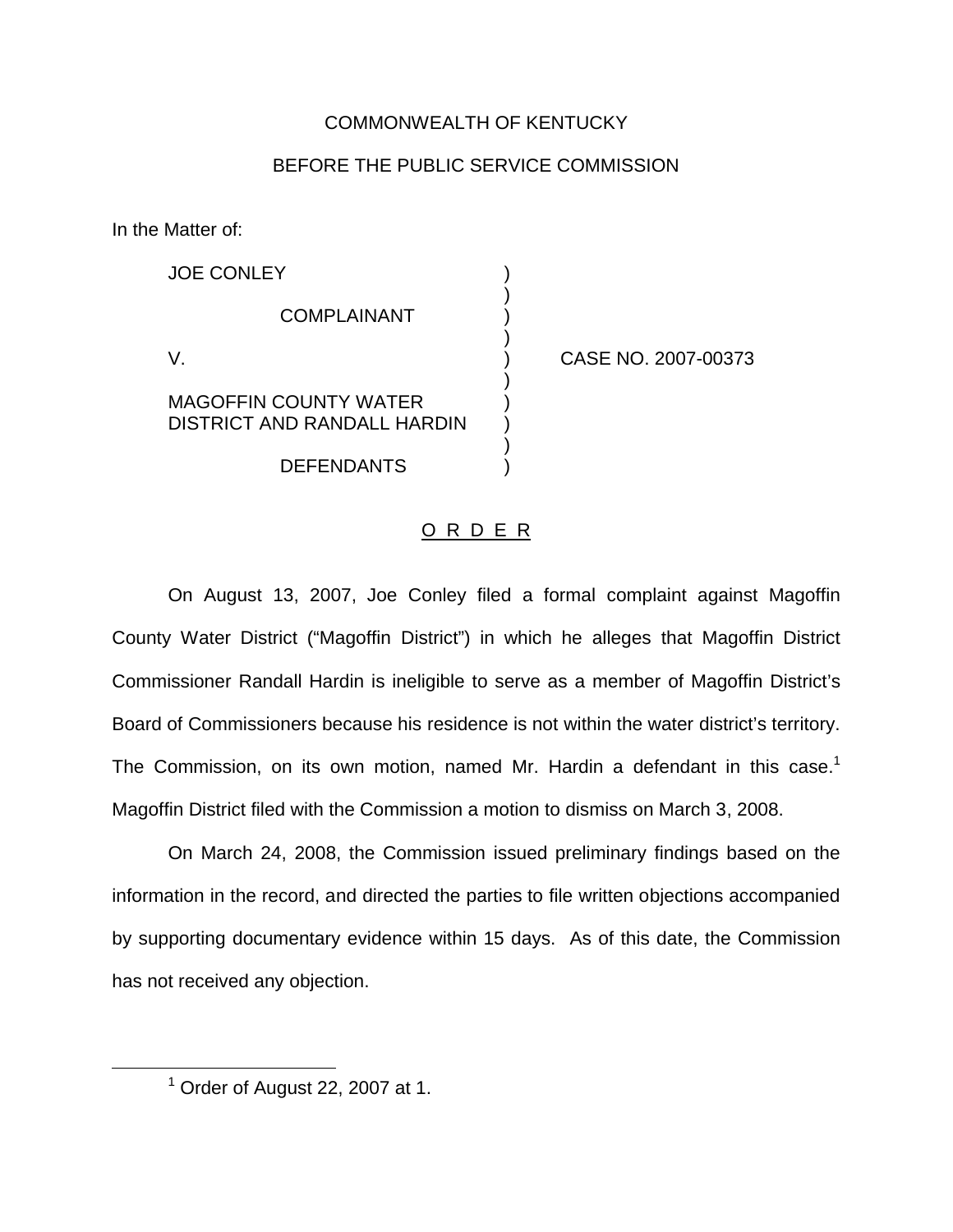COMMONWEALTH OF KENTUCKY

BEFORE THE PUBLIC SERVICE COMMISSION

In the Matter of:

| | | |
|---|---|---|
| JOE CONLEY<br><br>COMPLAINANT<br><br>V.<br><br>MAGOFFIN COUNTY WATER DISTRICT AND RANDALL HARDIN<br><br>DEFENDANTS | ) | CASE NO. 2007-00373 |

O R D E R

On August 13, 2007, Joe Conley filed a formal complaint against Magoffin County Water District ("Magoffin District") in which he alleges that Magoffin District Commissioner Randall Hardin is ineligible to serve as a member of Magoffin District's Board of Commissioners because his residence is not within the water district's territory. The Commission, on its own motion, named Mr. Hardin a defendant in this case.[1] Magoffin District filed with the Commission a motion to dismiss on March 3, 2008.

On March 24, 2008, the Commission issued preliminary findings based on the information in the record, and directed the parties to file written objections accompanied by supporting documentary evidence within 15 days. As of this date, the Commission has not received any objection.

[1] Order of August 22, 2007 at 1.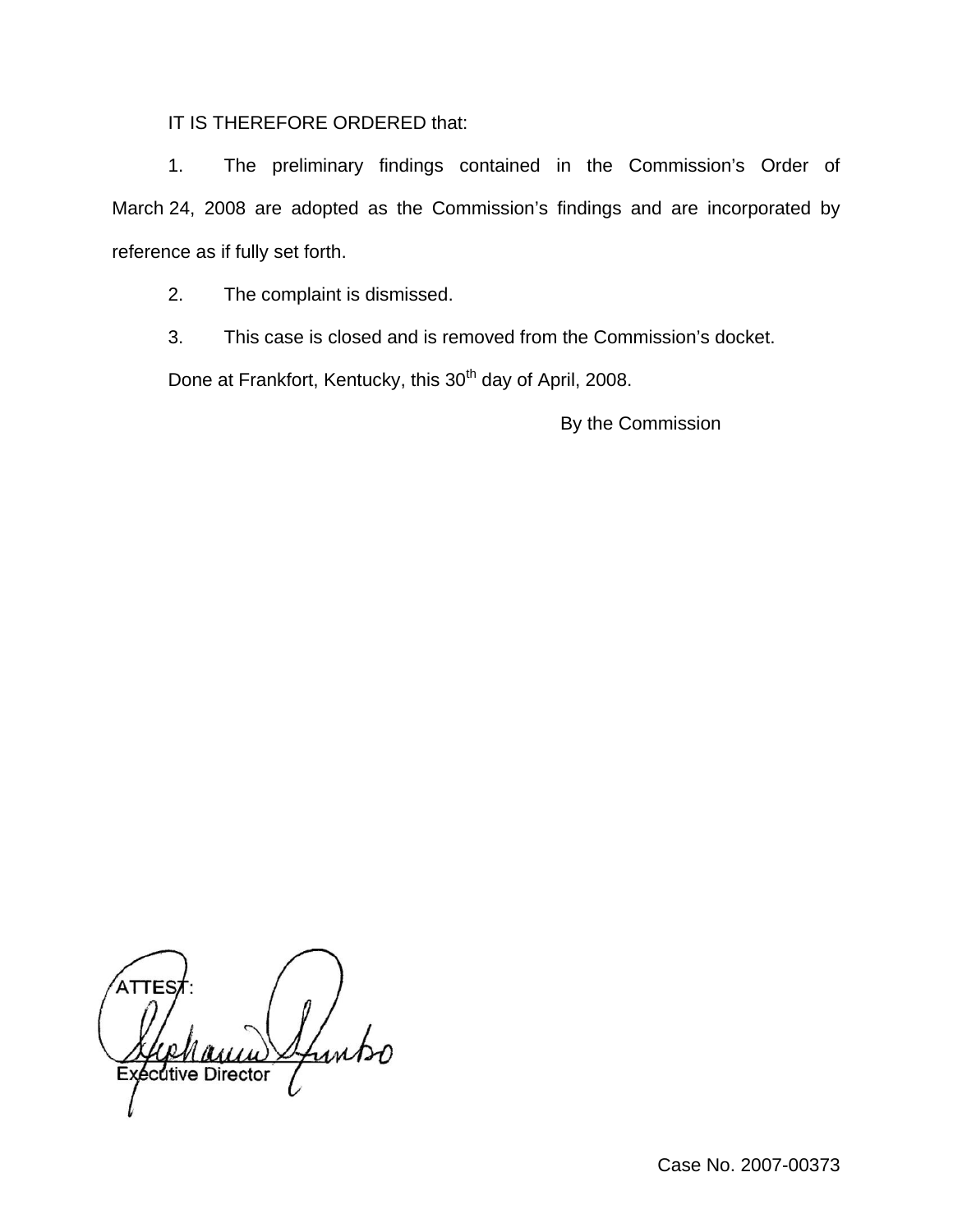IT IS THEREFORE ORDERED that:

1. The preliminary findings contained in the Commission's Order of March 24, 2008 are adopted as the Commission's findings and are incorporated by reference as if fully set forth.

2. The complaint is dismissed.

3. This case is closed and is removed from the Commission's docket.

Done at Frankfort, Kentucky, this 30th day of April, 2008.

By the Commission

ATTEST:

Executive Director

Case No. 2007-00373